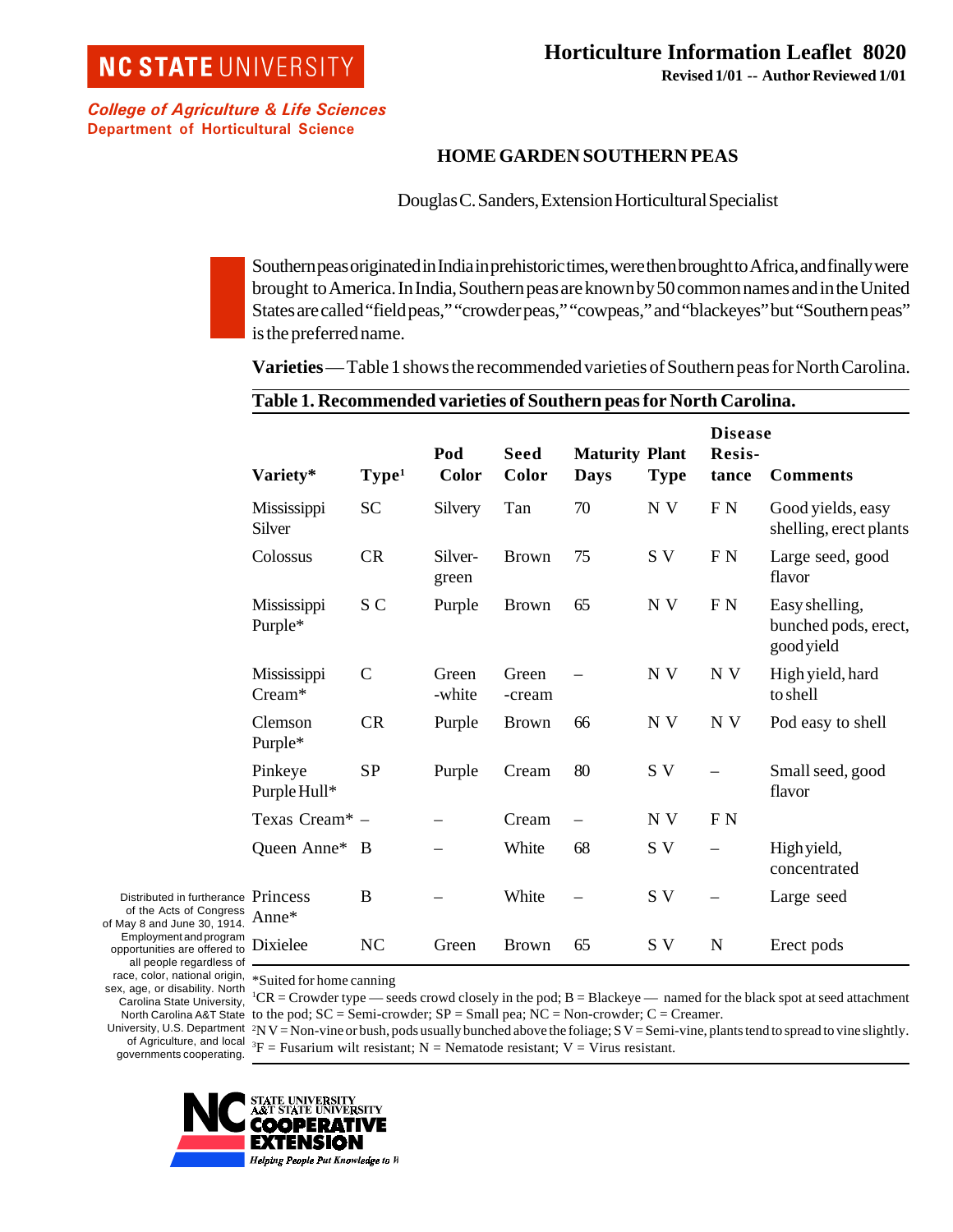NC STATE UNIVERSITY

*College of Agriculture & Life Sciences*
**Department of Horticultural Science**

**Horticulture Information Leaflet 8020**
**Revised 1/01 -- Author Reviewed 1/01**

# HOME GARDEN SOUTHERN PEAS

Douglas C. Sanders, Extension Horticultural Specialist

Southern peas originated in India in prehistoric times, were then brought to Africa, and finally were brought to America. In India, Southern peas are known by 50 common names and in the United States are called "field peas," "crowder peas," "cowpeas," and "blackeyes" but "Southern peas" is the preferred name.

**Varieties** — Table 1 shows the recommended varieties of Southern peas for North Carolina.

**Table 1. Recommended varieties of Southern peas for North Carolina.**

| Variety* | Type[1] | Pod Color | Seed Color | Maturity Days | Plant Type | Disease Resis-tance | Comments |
|---|---|---|---|---|---|---|---|
| Mississippi Silver | SC | Silvery | Tan | 70 | N V | F N | Good yields, easy shelling, erect plants |
| Colossus | CR | Silver-green | Brown | 75 | S V | F N | Large seed, good flavor |
| Mississippi Purple* | S C | Purple | Brown | 65 | N V | F N | Easy shelling, bunched pods, erect, good yield |
| Mississippi Cream* | C | Green -white | Green -cream | – | N V | N V | High yield, hard to shell |
| Clemson Purple* | CR | Purple | Brown | 66 | N V | N V | Pod easy to shell |
| Pinkeye Purple Hull* | SP | Purple | Cream | 80 | S V | – | Small seed, good flavor |
| Texas Cream* | – | – | Cream | – | N V | F N | |
| Queen Anne* | B | – | White | 68 | S V | – | High yield, concentrated |
| Princess Anne* | B | – | White | – | S V | – | Large seed |
| Dixielee | NC | Green | Brown | 65 | S V | N | Erect pods |

*Suited for home canning
[1]CR = Crowder type — seeds crowd closely in the pod; B = Blackeye — named for the black spot at seed attachment to the pod; SC = Semi-crowder; SP = Small pea; NC = Non-crowder; C = Creamer.
[2]N V = Non-vine or bush, pods usually bunched above the foliage; S V = Semi-vine, plants tend to spread to vine slightly.
[3]F = Fusarium wilt resistant; N = Nematode resistant; V = Virus resistant.

Distributed in furtherance of the Acts of Congress of May 8 and June 30, 1914. Employment and program opportunities are offered to all people regardless of race, color, national origin, sex, age, or disability. North Carolina State University, North Carolina A&T State University, U.S. Department of Agriculture, and local governments cooperating.

NC STATE UNIVERSITY A&T STATE UNIVERSITY COOPERATIVE EXTENSION
*Helping People Put Knowledge to Work*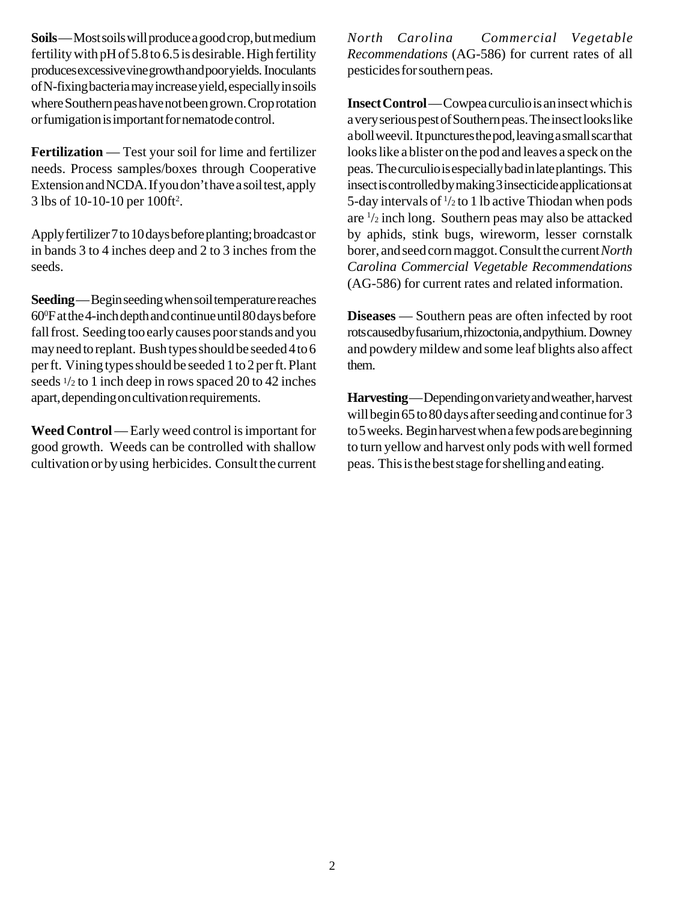**Soils** — Most soils will produce a good crop, but medium fertility with pH of 5.8 to 6.5 is desirable. High fertility produces excessive vine growth and poor yields. Inoculants of N-fixing bacteria may increase yield, especially in soils where Southern peas have not been grown. Crop rotation or fumigation is important for nematode control.

**Fertilization** — Test your soil for lime and fertilizer needs. Process samples/boxes through Cooperative Extension and NCDA. If you don't have a soil test, apply 3 lbs of 10-10-10 per $100ft^2$.

Apply fertilizer 7 to 10 days before planting; broadcast or in bands 3 to 4 inches deep and 2 to 3 inches from the seeds.

**Seeding** — Begin seeding when soil temperature reaches $60^0$F at the 4-inch depth and continue until 80 days before fall frost. Seeding too early causes poor stands and you may need to replant. Bush types should be seeded 4 to 6 per ft. Vining types should be seeded 1 to 2 per ft. Plant seeds 1/2 to 1 inch deep in rows spaced 20 to 42 inches apart, depending on cultivation requirements.

**Weed Control** — Early weed control is important for good growth. Weeds can be controlled with shallow cultivation or by using herbicides. Consult the current *North Carolina Commercial Vegetable Recommendations* (AG-586) for current rates of all pesticides for southern peas.

**Insect Control** — Cowpea curculio is an insect which is a very serious pest of Southern peas. The insect looks like a boll weevil. It punctures the pod, leaving a small scar that looks like a blister on the pod and leaves a speck on the peas. The curculio is especially bad in late plantings. This insect is controlled by making 3 insecticide applications at 5-day intervals of 1/2 to 1 lb active Thiodan when pods are 1/2 inch long. Southern peas may also be attacked by aphids, stink bugs, wireworm, lesser cornstalk borer, and seed corn maggot. Consult the current *North Carolina Commercial Vegetable Recommendations* (AG-586) for current rates and related information.

**Diseases** — Southern peas are often infected by root rots caused by fusarium, rhizoctonia, and pythium. Downey and powdery mildew and some leaf blights also affect them.

**Harvesting** — Depending on variety and weather, harvest will begin 65 to 80 days after seeding and continue for 3 to 5 weeks. Begin harvest when a few pods are beginning to turn yellow and harvest only pods with well formed peas. This is the best stage for shelling and eating.